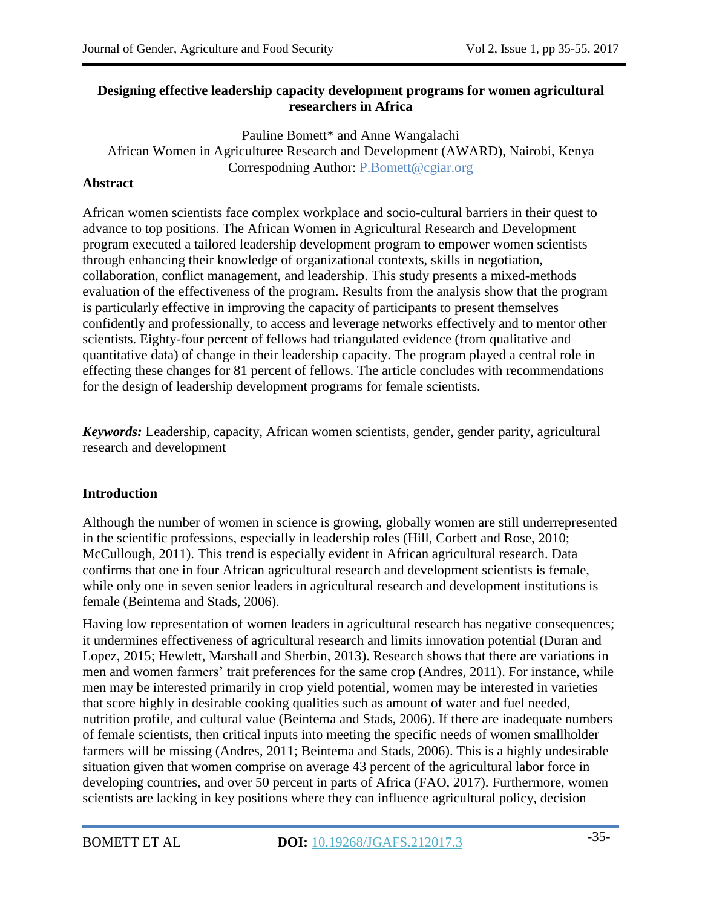# Designing effective leadership capacity development programs for women agricultural researchers in Africa

Pauline Bomett* and Anne Wangalachi
African Women in Agriculturee Research and Development (AWARD), Nairobi, Kenya
Correspodning Author: P.Bomett@cgiar.org

## Abstract

African women scientists face complex workplace and socio-cultural barriers in their quest to advance to top positions. The African Women in Agricultural Research and Development program executed a tailored leadership development program to empower women scientists through enhancing their knowledge of organizational contexts, skills in negotiation, collaboration, conflict management, and leadership. This study presents a mixed-methods evaluation of the effectiveness of the program. Results from the analysis show that the program is particularly effective in improving the capacity of participants to present themselves confidently and professionally, to access and leverage networks effectively and to mentor other scientists. Eighty-four percent of fellows had triangulated evidence (from qualitative and quantitative data) of change in their leadership capacity. The program played a central role in effecting these changes for 81 percent of fellows. The article concludes with recommendations for the design of leadership development programs for female scientists.

***Keywords:*** Leadership, capacity, African women scientists, gender, gender parity, agricultural research and development

## Introduction

Although the number of women in science is growing, globally women are still underrepresented in the scientific professions, especially in leadership roles (Hill, Corbett and Rose, 2010; McCullough, 2011). This trend is especially evident in African agricultural research. Data confirms that one in four African agricultural research and development scientists is female, while only one in seven senior leaders in agricultural research and development institutions is female (Beintema and Stads, 2006).

Having low representation of women leaders in agricultural research has negative consequences; it undermines effectiveness of agricultural research and limits innovation potential (Duran and Lopez, 2015; Hewlett, Marshall and Sherbin, 2013). Research shows that there are variations in men and women farmers' trait preferences for the same crop (Andres, 2011). For instance, while men may be interested primarily in crop yield potential, women may be interested in varieties that score highly in desirable cooking qualities such as amount of water and fuel needed, nutrition profile, and cultural value (Beintema and Stads, 2006). If there are inadequate numbers of female scientists, then critical inputs into meeting the specific needs of women smallholder farmers will be missing (Andres, 2011; Beintema and Stads, 2006). This is a highly undesirable situation given that women comprise on average 43 percent of the agricultural labor force in developing countries, and over 50 percent in parts of Africa (FAO, 2017). Furthermore, women scientists are lacking in key positions where they can influence agricultural policy, decision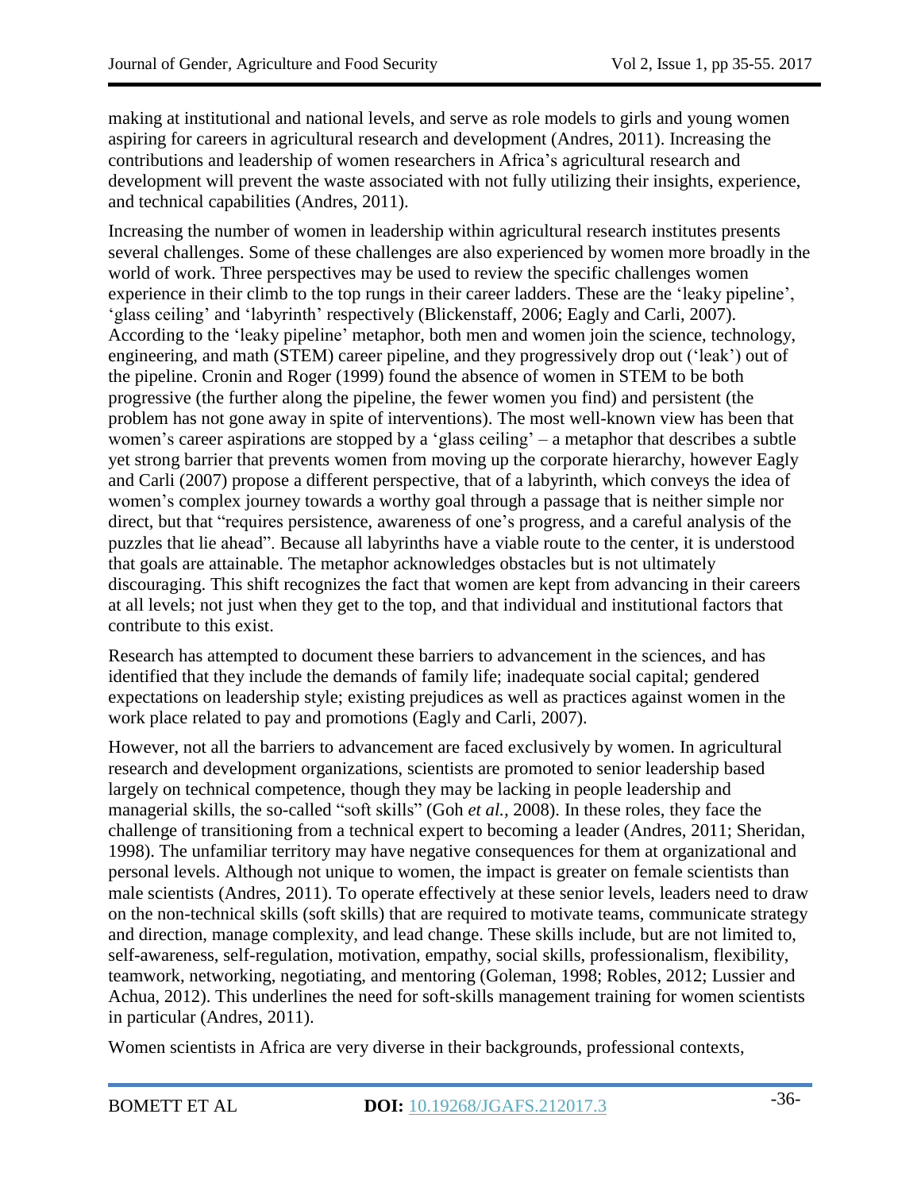making at institutional and national levels, and serve as role models to girls and young women aspiring for careers in agricultural research and development (Andres, 2011). Increasing the contributions and leadership of women researchers in Africa's agricultural research and development will prevent the waste associated with not fully utilizing their insights, experience, and technical capabilities (Andres, 2011).

Increasing the number of women in leadership within agricultural research institutes presents several challenges. Some of these challenges are also experienced by women more broadly in the world of work. Three perspectives may be used to review the specific challenges women experience in their climb to the top rungs in their career ladders. These are the 'leaky pipeline', 'glass ceiling' and 'labyrinth' respectively (Blickenstaff, 2006; Eagly and Carli, 2007). According to the 'leaky pipeline' metaphor, both men and women join the science, technology, engineering, and math (STEM) career pipeline, and they progressively drop out ('leak') out of the pipeline. Cronin and Roger (1999) found the absence of women in STEM to be both progressive (the further along the pipeline, the fewer women you find) and persistent (the problem has not gone away in spite of interventions). The most well-known view has been that women's career aspirations are stopped by a 'glass ceiling' – a metaphor that describes a subtle yet strong barrier that prevents women from moving up the corporate hierarchy, however Eagly and Carli (2007) propose a different perspective, that of a labyrinth, which conveys the idea of women's complex journey towards a worthy goal through a passage that is neither simple nor direct, but that "requires persistence, awareness of one's progress, and a careful analysis of the puzzles that lie ahead". Because all labyrinths have a viable route to the center, it is understood that goals are attainable. The metaphor acknowledges obstacles but is not ultimately discouraging. This shift recognizes the fact that women are kept from advancing in their careers at all levels; not just when they get to the top, and that individual and institutional factors that contribute to this exist.

Research has attempted to document these barriers to advancement in the sciences, and has identified that they include the demands of family life; inadequate social capital; gendered expectations on leadership style; existing prejudices as well as practices against women in the work place related to pay and promotions (Eagly and Carli, 2007).

However, not all the barriers to advancement are faced exclusively by women. In agricultural research and development organizations, scientists are promoted to senior leadership based largely on technical competence, though they may be lacking in people leadership and managerial skills, the so-called "soft skills" (Goh *et al.,* 2008). In these roles, they face the challenge of transitioning from a technical expert to becoming a leader (Andres, 2011; Sheridan, 1998). The unfamiliar territory may have negative consequences for them at organizational and personal levels. Although not unique to women, the impact is greater on female scientists than male scientists (Andres, 2011). To operate effectively at these senior levels, leaders need to draw on the non-technical skills (soft skills) that are required to motivate teams, communicate strategy and direction, manage complexity, and lead change. These skills include, but are not limited to, self-awareness, self-regulation, motivation, empathy, social skills, professionalism, flexibility, teamwork, networking, negotiating, and mentoring (Goleman, 1998; Robles, 2012; Lussier and Achua, 2012). This underlines the need for soft-skills management training for women scientists in particular (Andres, 2011).

Women scientists in Africa are very diverse in their backgrounds, professional contexts,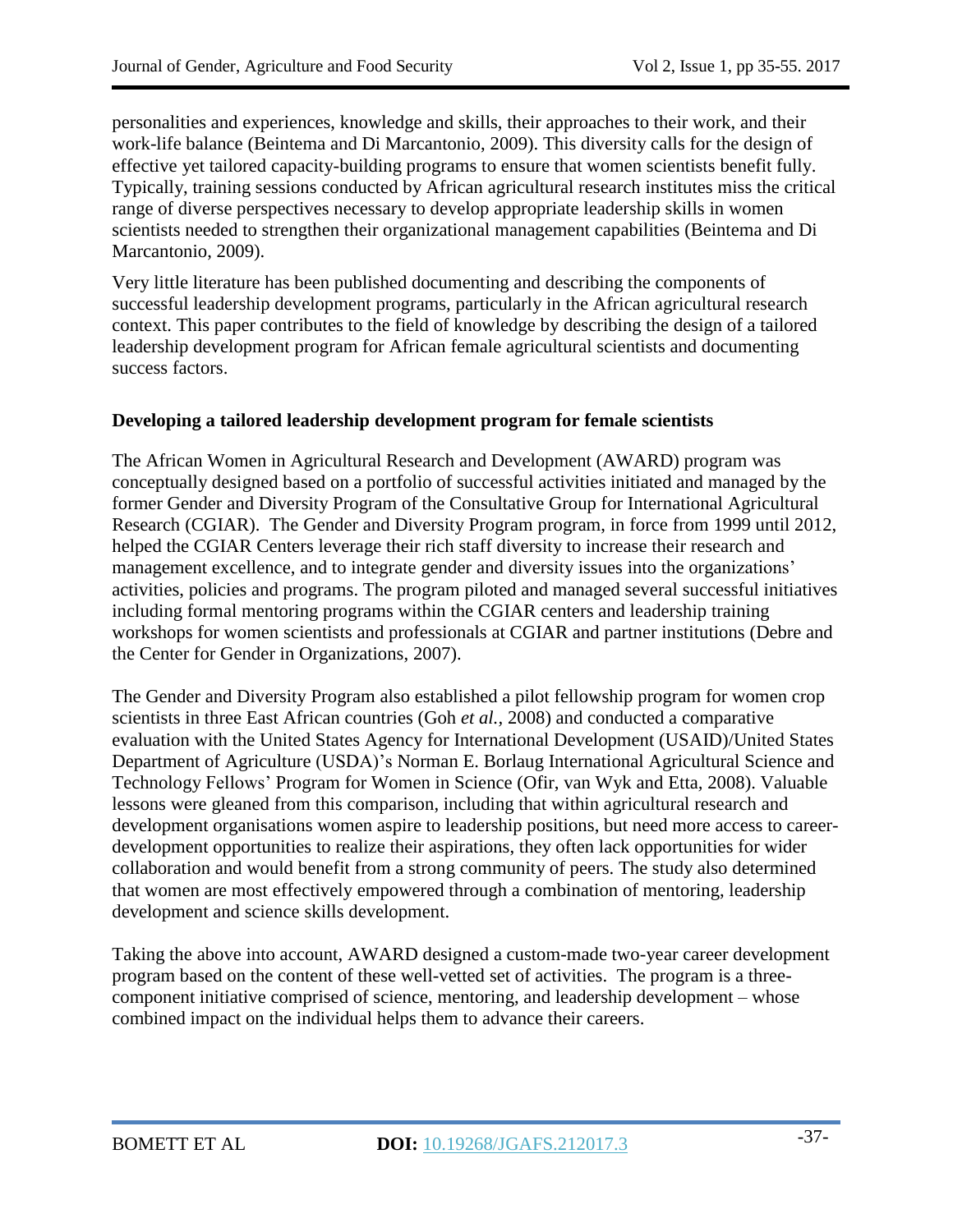personalities and experiences, knowledge and skills, their approaches to their work, and their work-life balance (Beintema and Di Marcantonio, 2009). This diversity calls for the design of effective yet tailored capacity-building programs to ensure that women scientists benefit fully. Typically, training sessions conducted by African agricultural research institutes miss the critical range of diverse perspectives necessary to develop appropriate leadership skills in women scientists needed to strengthen their organizational management capabilities (Beintema and Di Marcantonio, 2009).

Very little literature has been published documenting and describing the components of successful leadership development programs, particularly in the African agricultural research context. This paper contributes to the field of knowledge by describing the design of a tailored leadership development program for African female agricultural scientists and documenting success factors.

**Developing a tailored leadership development program for female scientists**

The African Women in Agricultural Research and Development (AWARD) program was conceptually designed based on a portfolio of successful activities initiated and managed by the former Gender and Diversity Program of the Consultative Group for International Agricultural Research (CGIAR). The Gender and Diversity Program program, in force from 1999 until 2012, helped the CGIAR Centers leverage their rich staff diversity to increase their research and management excellence, and to integrate gender and diversity issues into the organizations' activities, policies and programs. The program piloted and managed several successful initiatives including formal mentoring programs within the CGIAR centers and leadership training workshops for women scientists and professionals at CGIAR and partner institutions (Debre and the Center for Gender in Organizations, 2007).

The Gender and Diversity Program also established a pilot fellowship program for women crop scientists in three East African countries (Goh *et al.,* 2008) and conducted a comparative evaluation with the United States Agency for International Development (USAID)/United States Department of Agriculture (USDA)'s Norman E. Borlaug International Agricultural Science and Technology Fellows' Program for Women in Science (Ofir, van Wyk and Etta, 2008). Valuable lessons were gleaned from this comparison, including that within agricultural research and development organisations women aspire to leadership positions, but need more access to career-development opportunities to realize their aspirations, they often lack opportunities for wider collaboration and would benefit from a strong community of peers. The study also determined that women are most effectively empowered through a combination of mentoring, leadership development and science skills development.

Taking the above into account, AWARD designed a custom-made two-year career development program based on the content of these well-vetted set of activities. The program is a three-component initiative comprised of science, mentoring, and leadership development – whose combined impact on the individual helps them to advance their careers.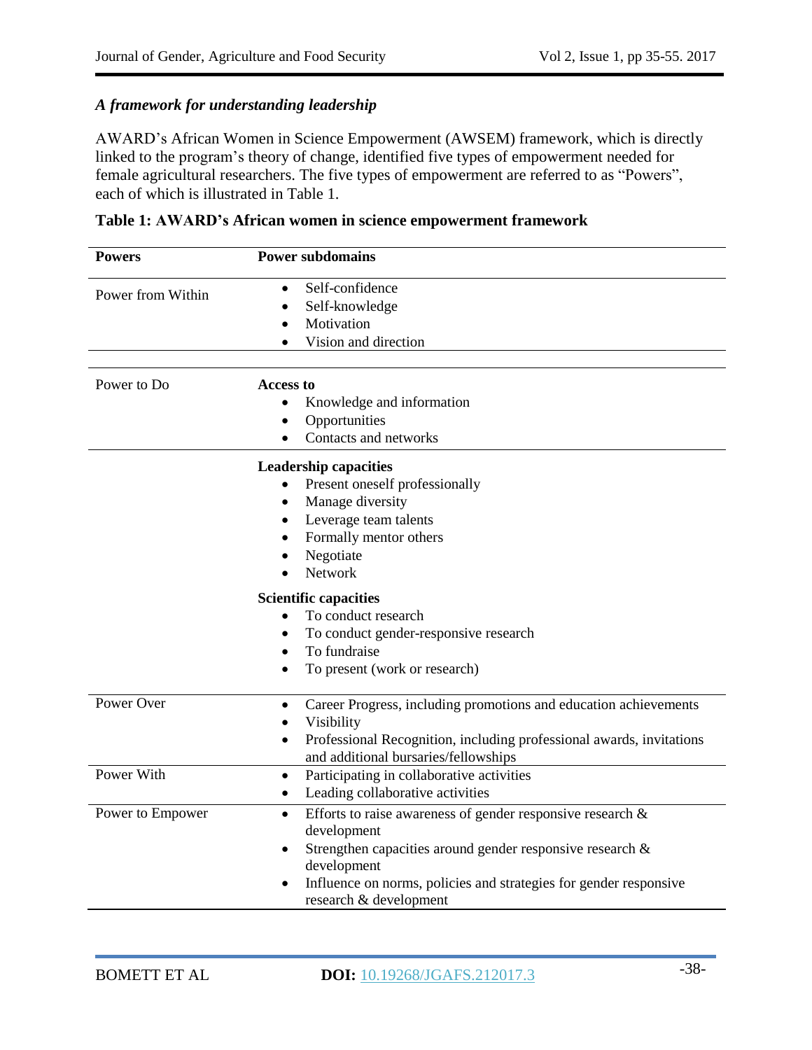### *A framework for understanding leadership*

AWARD's African Women in Science Empowerment (AWSEM) framework, which is directly linked to the program's theory of change, identified five types of empowerment needed for female agricultural researchers. The five types of empowerment are referred to as "Powers", each of which is illustrated in Table 1.

**Table 1: AWARD's African women in science empowerment framework**

| Powers | Power subdomains |
|---|---|
| Power from Within | • Self-confidence<br>• Self-knowledge<br>• Motivation<br>• Vision and direction |
| Power to Do | **Access to**<br>• Knowledge and information<br>• Opportunities<br>• Contacts and networks |
| | **Leadership capacities**<br>• Present oneself professionally<br>• Manage diversity<br>• Leverage team talents<br>• Formally mentor others<br>• Negotiate<br>• Network<br>**Scientific capacities**<br>• To conduct research<br>• To conduct gender-responsive research<br>• To fundraise<br>• To present (work or research) |
| Power Over | • Career Progress, including promotions and education achievements<br>• Visibility<br>• Professional Recognition, including professional awards, invitations and additional bursaries/fellowships |
| Power With | • Participating in collaborative activities<br>• Leading collaborative activities |
| Power to Empower | • Efforts to raise awareness of gender responsive research & development<br>• Strengthen capacities around gender responsive research & development<br>• Influence on norms, policies and strategies for gender responsive research & development |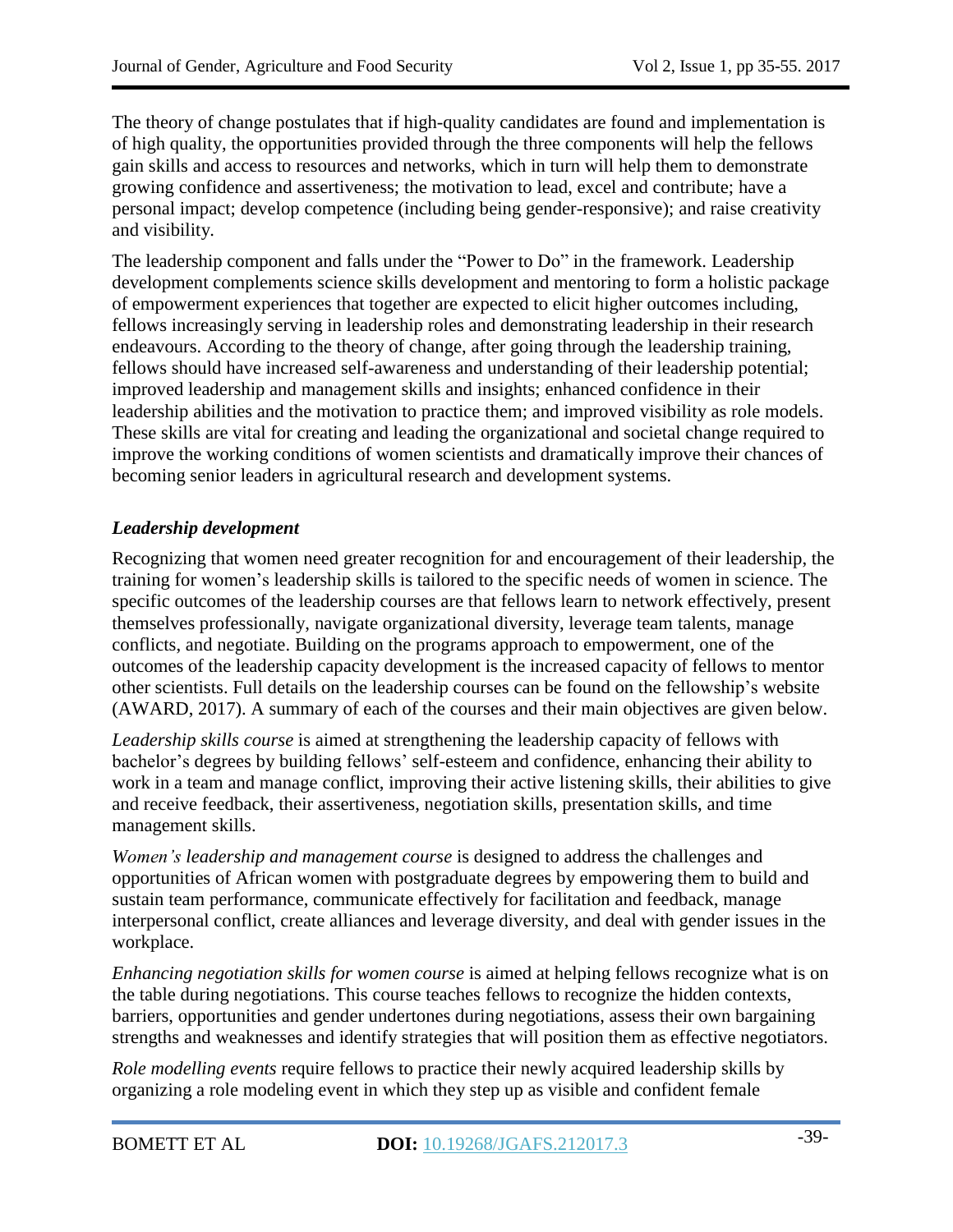The theory of change postulates that if high-quality candidates are found and implementation is of high quality, the opportunities provided through the three components will help the fellows gain skills and access to resources and networks, which in turn will help them to demonstrate growing confidence and assertiveness; the motivation to lead, excel and contribute; have a personal impact; develop competence (including being gender-responsive); and raise creativity and visibility.

The leadership component and falls under the "Power to Do" in the framework. Leadership development complements science skills development and mentoring to form a holistic package of empowerment experiences that together are expected to elicit higher outcomes including, fellows increasingly serving in leadership roles and demonstrating leadership in their research endeavours. According to the theory of change, after going through the leadership training, fellows should have increased self-awareness and understanding of their leadership potential; improved leadership and management skills and insights; enhanced confidence in their leadership abilities and the motivation to practice them; and improved visibility as role models. These skills are vital for creating and leading the organizational and societal change required to improve the working conditions of women scientists and dramatically improve their chances of becoming senior leaders in agricultural research and development systems.

### *Leadership development*

Recognizing that women need greater recognition for and encouragement of their leadership, the training for women's leadership skills is tailored to the specific needs of women in science. The specific outcomes of the leadership courses are that fellows learn to network effectively, present themselves professionally, navigate organizational diversity, leverage team talents, manage conflicts, and negotiate. Building on the programs approach to empowerment, one of the outcomes of the leadership capacity development is the increased capacity of fellows to mentor other scientists. Full details on the leadership courses can be found on the fellowship's website (AWARD, 2017). A summary of each of the courses and their main objectives are given below.

*Leadership skills course* is aimed at strengthening the leadership capacity of fellows with bachelor's degrees by building fellows' self-esteem and confidence, enhancing their ability to work in a team and manage conflict, improving their active listening skills, their abilities to give and receive feedback, their assertiveness, negotiation skills, presentation skills, and time management skills.

*Women's leadership and management course* is designed to address the challenges and opportunities of African women with postgraduate degrees by empowering them to build and sustain team performance, communicate effectively for facilitation and feedback, manage interpersonal conflict, create alliances and leverage diversity, and deal with gender issues in the workplace.

*Enhancing negotiation skills for women course* is aimed at helping fellows recognize what is on the table during negotiations. This course teaches fellows to recognize the hidden contexts, barriers, opportunities and gender undertones during negotiations, assess their own bargaining strengths and weaknesses and identify strategies that will position them as effective negotiators.

*Role modelling events* require fellows to practice their newly acquired leadership skills by organizing a role modeling event in which they step up as visible and confident female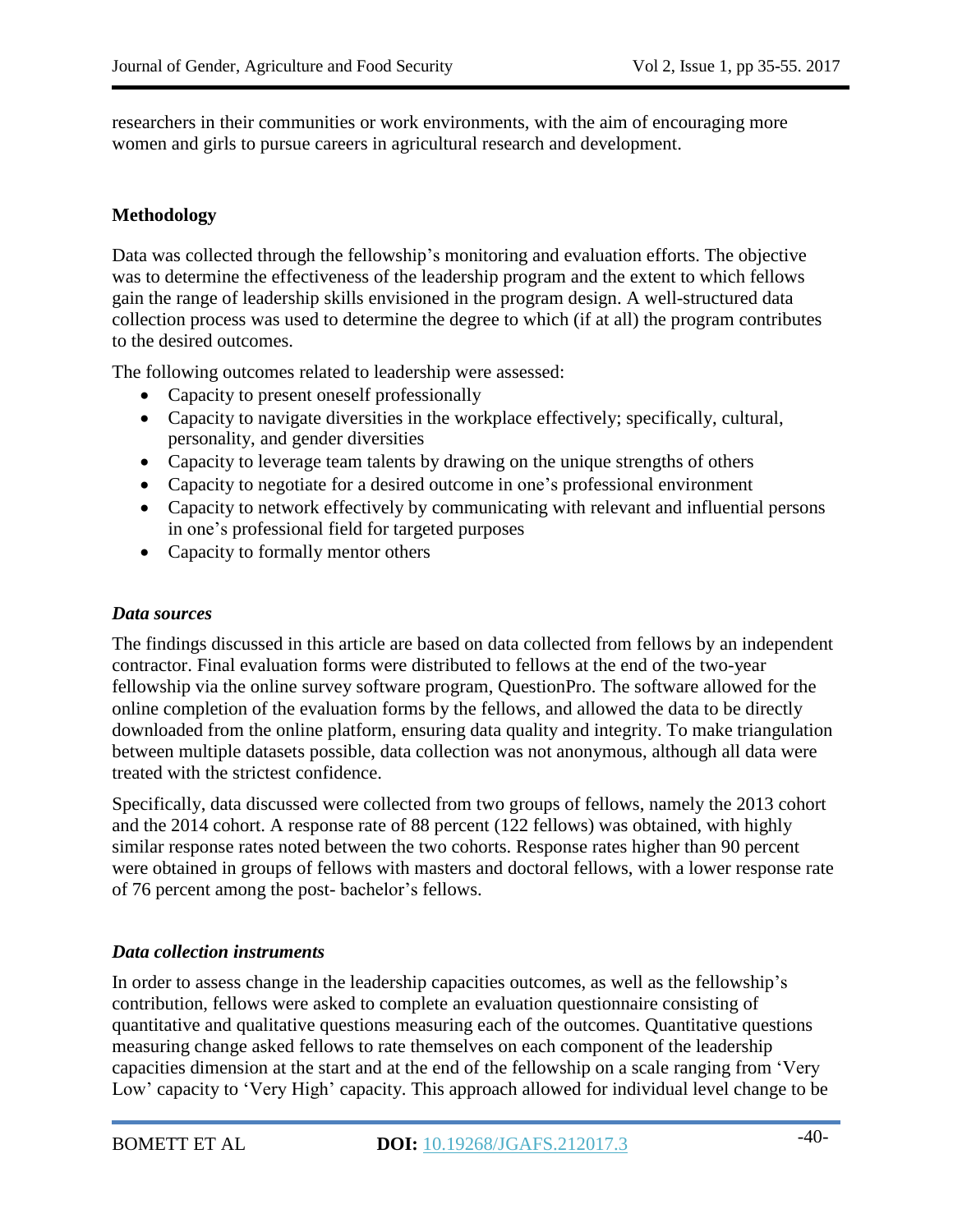researchers in their communities or work environments, with the aim of encouraging more women and girls to pursue careers in agricultural research and development.

## Methodology

Data was collected through the fellowship's monitoring and evaluation efforts. The objective was to determine the effectiveness of the leadership program and the extent to which fellows gain the range of leadership skills envisioned in the program design. A well-structured data collection process was used to determine the degree to which (if at all) the program contributes to the desired outcomes.

The following outcomes related to leadership were assessed:

- Capacity to present oneself professionally
- Capacity to navigate diversities in the workplace effectively; specifically, cultural, personality, and gender diversities
- Capacity to leverage team talents by drawing on the unique strengths of others
- Capacity to negotiate for a desired outcome in one's professional environment
- Capacity to network effectively by communicating with relevant and influential persons in one's professional field for targeted purposes
- Capacity to formally mentor others

### *Data sources*

The findings discussed in this article are based on data collected from fellows by an independent contractor. Final evaluation forms were distributed to fellows at the end of the two-year fellowship via the online survey software program, QuestionPro. The software allowed for the online completion of the evaluation forms by the fellows, and allowed the data to be directly downloaded from the online platform, ensuring data quality and integrity. To make triangulation between multiple datasets possible, data collection was not anonymous, although all data were treated with the strictest confidence.

Specifically, data discussed were collected from two groups of fellows, namely the 2013 cohort and the 2014 cohort. A response rate of 88 percent (122 fellows) was obtained, with highly similar response rates noted between the two cohorts. Response rates higher than 90 percent were obtained in groups of fellows with masters and doctoral fellows, with a lower response rate of 76 percent among the post- bachelor's fellows.

### *Data collection instruments*

In order to assess change in the leadership capacities outcomes, as well as the fellowship's contribution, fellows were asked to complete an evaluation questionnaire consisting of quantitative and qualitative questions measuring each of the outcomes. Quantitative questions measuring change asked fellows to rate themselves on each component of the leadership capacities dimension at the start and at the end of the fellowship on a scale ranging from 'Very Low' capacity to 'Very High' capacity. This approach allowed for individual level change to be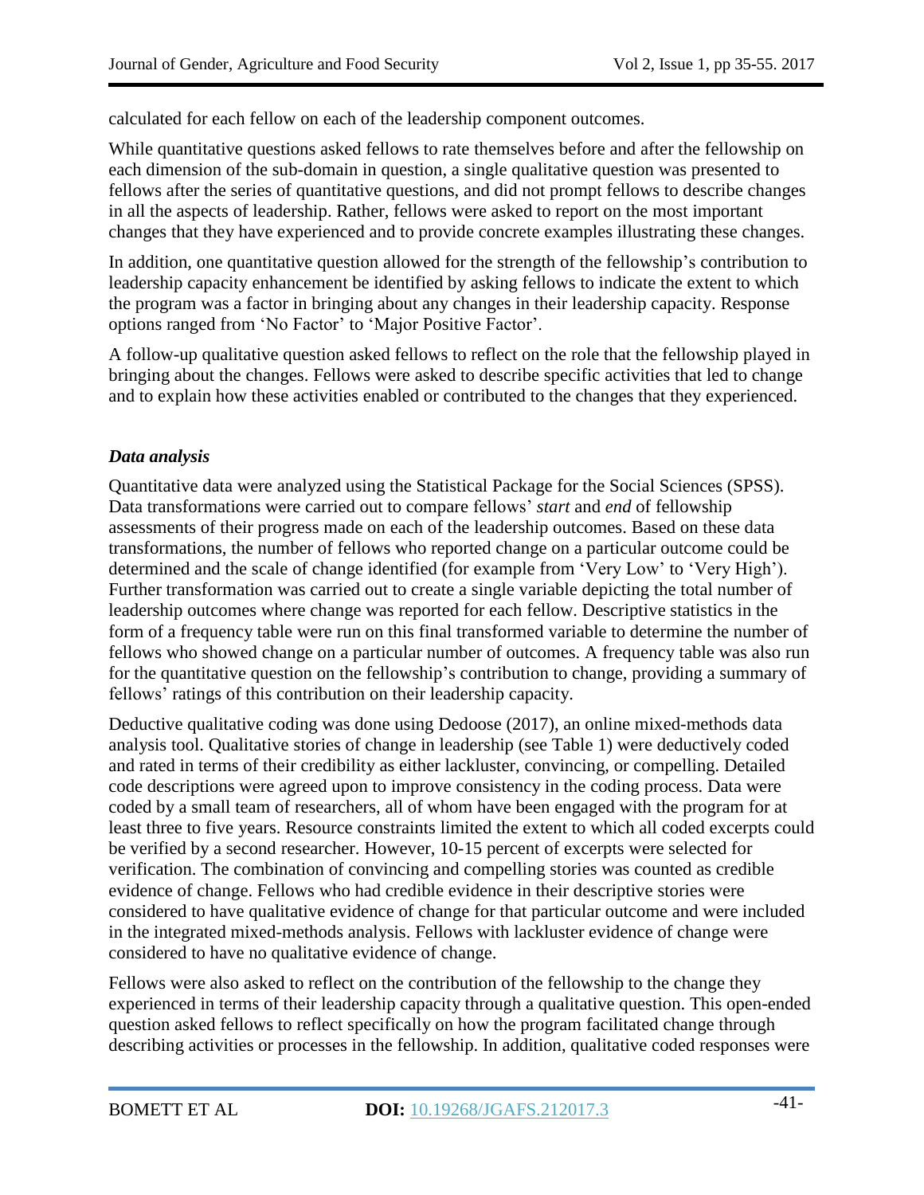calculated for each fellow on each of the leadership component outcomes.

While quantitative questions asked fellows to rate themselves before and after the fellowship on each dimension of the sub-domain in question, a single qualitative question was presented to fellows after the series of quantitative questions, and did not prompt fellows to describe changes in all the aspects of leadership. Rather, fellows were asked to report on the most important changes that they have experienced and to provide concrete examples illustrating these changes.

In addition, one quantitative question allowed for the strength of the fellowship's contribution to leadership capacity enhancement be identified by asking fellows to indicate the extent to which the program was a factor in bringing about any changes in their leadership capacity. Response options ranged from 'No Factor' to 'Major Positive Factor'.

A follow-up qualitative question asked fellows to reflect on the role that the fellowship played in bringing about the changes. Fellows were asked to describe specific activities that led to change and to explain how these activities enabled or contributed to the changes that they experienced.

### *Data analysis*

Quantitative data were analyzed using the Statistical Package for the Social Sciences (SPSS). Data transformations were carried out to compare fellows' *start* and *end* of fellowship assessments of their progress made on each of the leadership outcomes. Based on these data transformations, the number of fellows who reported change on a particular outcome could be determined and the scale of change identified (for example from 'Very Low' to 'Very High'). Further transformation was carried out to create a single variable depicting the total number of leadership outcomes where change was reported for each fellow. Descriptive statistics in the form of a frequency table were run on this final transformed variable to determine the number of fellows who showed change on a particular number of outcomes. A frequency table was also run for the quantitative question on the fellowship's contribution to change, providing a summary of fellows' ratings of this contribution on their leadership capacity.

Deductive qualitative coding was done using Dedoose (2017), an online mixed-methods data analysis tool. Qualitative stories of change in leadership (see Table 1) were deductively coded and rated in terms of their credibility as either lackluster, convincing, or compelling. Detailed code descriptions were agreed upon to improve consistency in the coding process. Data were coded by a small team of researchers, all of whom have been engaged with the program for at least three to five years. Resource constraints limited the extent to which all coded excerpts could be verified by a second researcher. However, 10-15 percent of excerpts were selected for verification. The combination of convincing and compelling stories was counted as credible evidence of change. Fellows who had credible evidence in their descriptive stories were considered to have qualitative evidence of change for that particular outcome and were included in the integrated mixed-methods analysis. Fellows with lackluster evidence of change were considered to have no qualitative evidence of change.

Fellows were also asked to reflect on the contribution of the fellowship to the change they experienced in terms of their leadership capacity through a qualitative question. This open-ended question asked fellows to reflect specifically on how the program facilitated change through describing activities or processes in the fellowship. In addition, qualitative coded responses were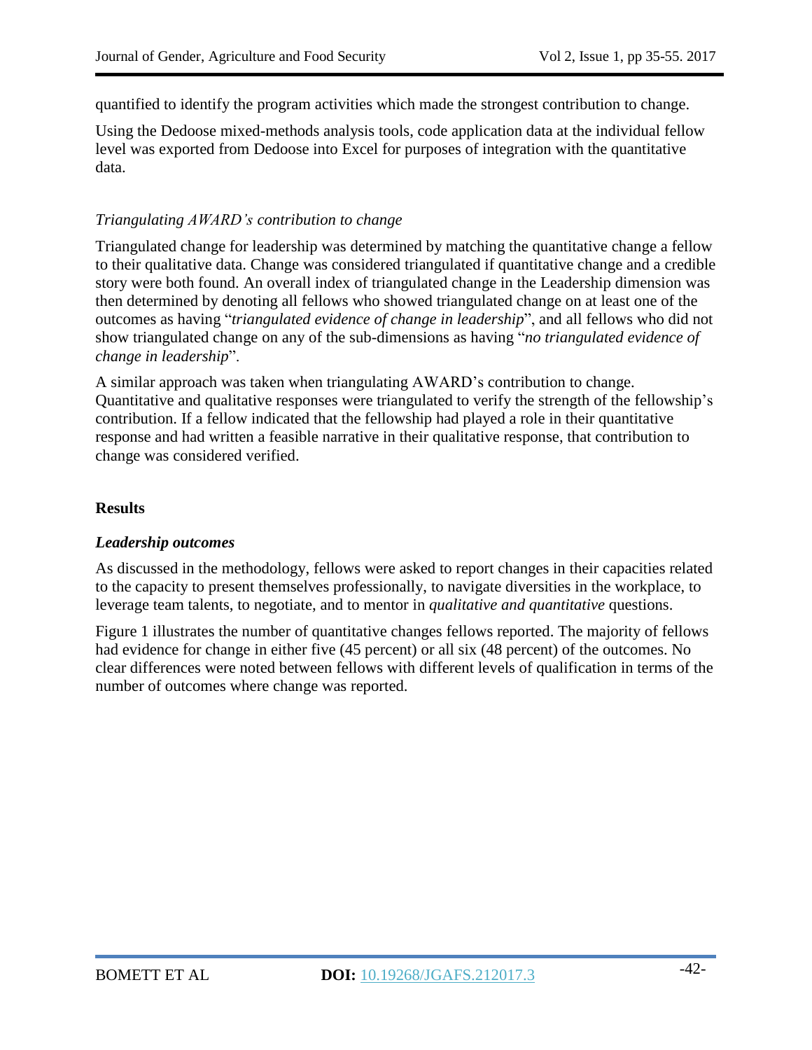quantified to identify the program activities which made the strongest contribution to change.

Using the Dedoose mixed-methods analysis tools, code application data at the individual fellow level was exported from Dedoose into Excel for purposes of integration with the quantitative data.

*Triangulating AWARD's contribution to change*

Triangulated change for leadership was determined by matching the quantitative change a fellow to their qualitative data. Change was considered triangulated if quantitative change and a credible story were both found. An overall index of triangulated change in the Leadership dimension was then determined by denoting all fellows who showed triangulated change on at least one of the outcomes as having "*triangulated evidence of change in leadership*", and all fellows who did not show triangulated change on any of the sub-dimensions as having "*no triangulated evidence of change in leadership*".

A similar approach was taken when triangulating AWARD's contribution to change. Quantitative and qualitative responses were triangulated to verify the strength of the fellowship's contribution. If a fellow indicated that the fellowship had played a role in their quantitative response and had written a feasible narrative in their qualitative response, that contribution to change was considered verified.

## Results

### *Leadership outcomes*

As discussed in the methodology, fellows were asked to report changes in their capacities related to the capacity to present themselves professionally, to navigate diversities in the workplace, to leverage team talents, to negotiate, and to mentor in *qualitative and quantitative* questions.

Figure 1 illustrates the number of quantitative changes fellows reported. The majority of fellows had evidence for change in either five (45 percent) or all six (48 percent) of the outcomes. No clear differences were noted between fellows with different levels of qualification in terms of the number of outcomes where change was reported.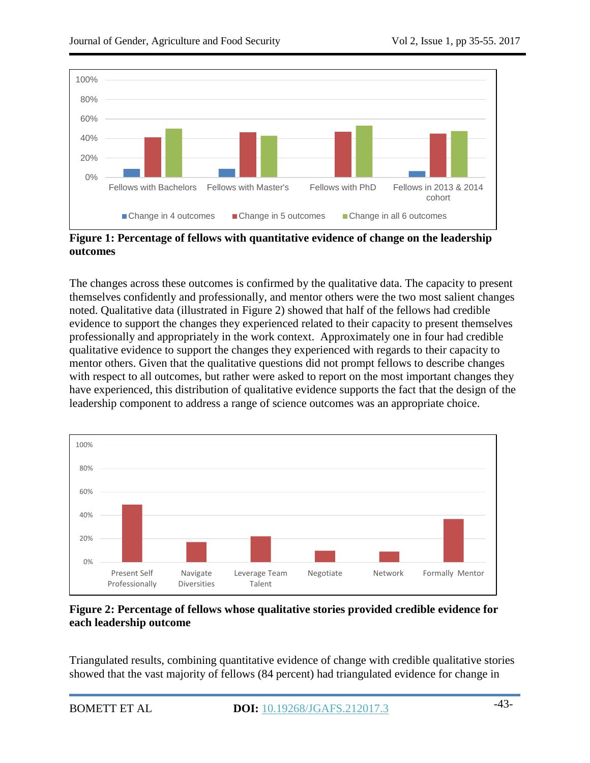**Figure 1: Percentage of fellows with quantitative evidence of change on the leadership outcomes**

The changes across these outcomes is confirmed by the qualitative data. The capacity to present themselves confidently and professionally, and mentor others were the two most salient changes noted. Qualitative data (illustrated in Figure 2) showed that half of the fellows had credible evidence to support the changes they experienced related to their capacity to present themselves professionally and appropriately in the work context. Approximately one in four had credible qualitative evidence to support the changes they experienced with regards to their capacity to mentor others. Given that the qualitative questions did not prompt fellows to describe changes with respect to all outcomes, but rather were asked to report on the most important changes they have experienced, this distribution of qualitative evidence supports the fact that the design of the leadership component to address a range of science outcomes was an appropriate choice.

**Figure 2: Percentage of fellows whose qualitative stories provided credible evidence for each leadership outcome**

Triangulated results, combining quantitative evidence of change with credible qualitative stories showed that the vast majority of fellows (84 percent) had triangulated evidence for change in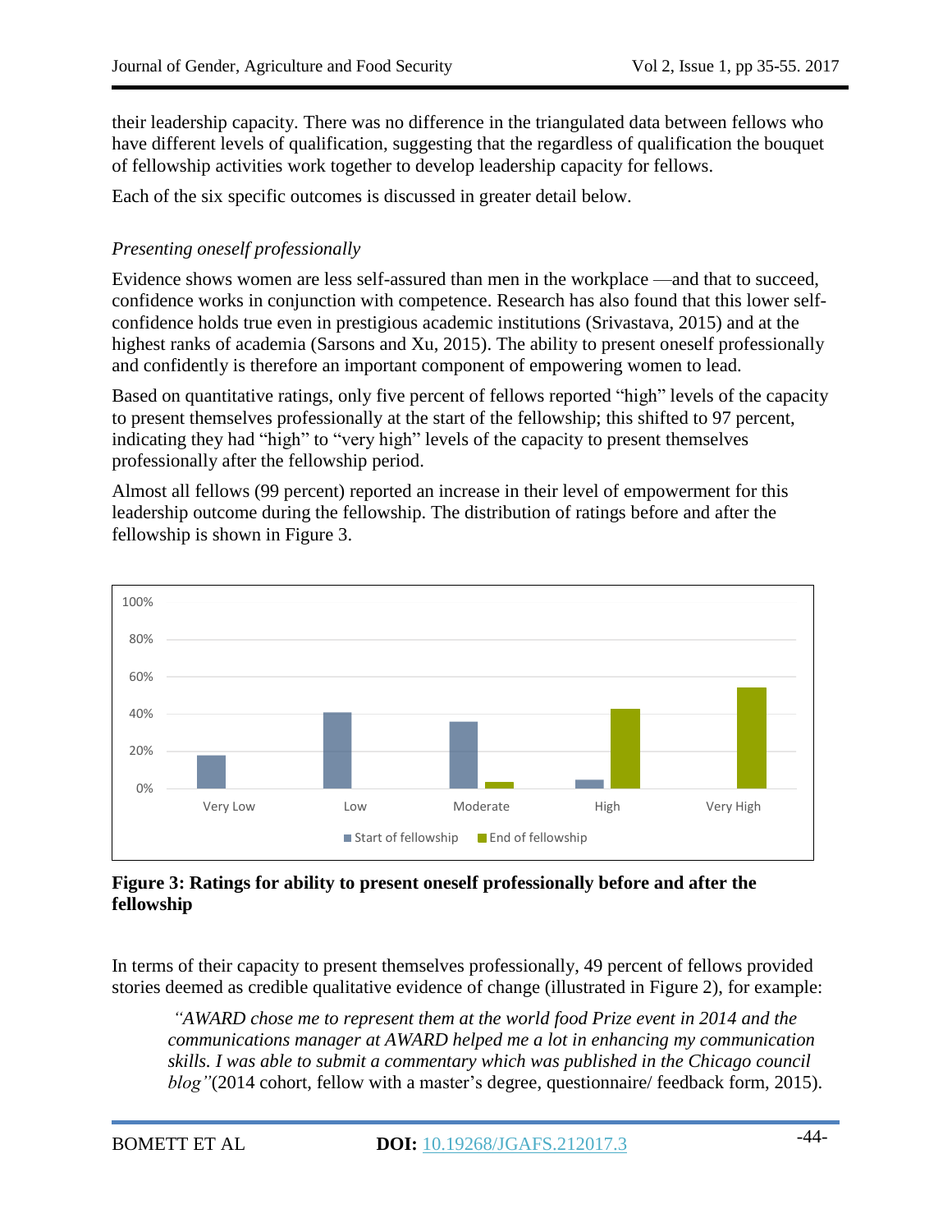their leadership capacity. There was no difference in the triangulated data between fellows who have different levels of qualification, suggesting that the regardless of qualification the bouquet of fellowship activities work together to develop leadership capacity for fellows.

Each of the six specific outcomes is discussed in greater detail below.

### *Presenting oneself professionally*

Evidence shows women are less self-assured than men in the workplace —and that to succeed, confidence works in conjunction with competence. Research has also found that this lower self-confidence holds true even in prestigious academic institutions (Srivastava, 2015) and at the highest ranks of academia (Sarsons and Xu, 2015). The ability to present oneself professionally and confidently is therefore an important component of empowering women to lead.

Based on quantitative ratings, only five percent of fellows reported "high" levels of the capacity to present themselves professionally at the start of the fellowship; this shifted to 97 percent, indicating they had "high" to "very high" levels of the capacity to present themselves professionally after the fellowship period.

Almost all fellows (99 percent) reported an increase in their level of empowerment for this leadership outcome during the fellowship. The distribution of ratings before and after the fellowship is shown in Figure 3.

**Figure 3: Ratings for ability to present oneself professionally before and after the fellowship**

In terms of their capacity to present themselves professionally, 49 percent of fellows provided stories deemed as credible qualitative evidence of change (illustrated in Figure 2), for example:

> *"AWARD chose me to represent them at the world food Prize event in 2014 and the communications manager at AWARD helped me a lot in enhancing my communication skills. I was able to submit a commentary which was published in the Chicago council blog"*(2014 cohort, fellow with a master's degree, questionnaire/ feedback form, 2015).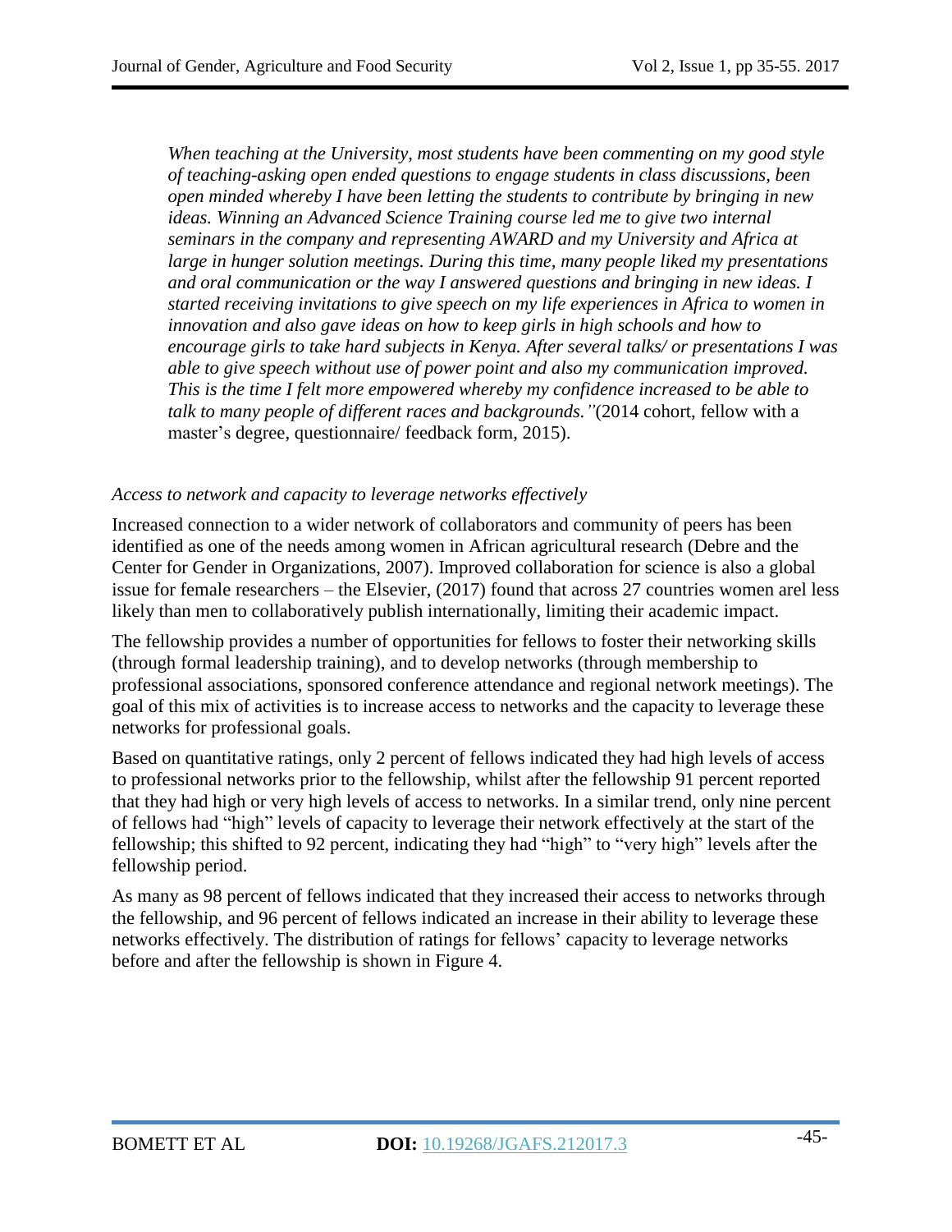*When teaching at the University, most students have been commenting on my good style of teaching-asking open ended questions to engage students in class discussions, been open minded whereby I have been letting the students to contribute by bringing in new ideas. Winning an Advanced Science Training course led me to give two internal seminars in the company and representing AWARD and my University and Africa at large in hunger solution meetings. During this time, many people liked my presentations and oral communication or the way I answered questions and bringing in new ideas. I started receiving invitations to give speech on my life experiences in Africa to women in innovation and also gave ideas on how to keep girls in high schools and how to encourage girls to take hard subjects in Kenya. After several talks/ or presentations I was able to give speech without use of power point and also my communication improved. This is the time I felt more empowered whereby my confidence increased to be able to talk to many people of different races and backgrounds."* (2014 cohort, fellow with a master's degree, questionnaire/ feedback form, 2015).

*Access to network and capacity to leverage networks effectively*

Increased connection to a wider network of collaborators and community of peers has been identified as one of the needs among women in African agricultural research (Debre and the Center for Gender in Organizations, 2007). Improved collaboration for science is also a global issue for female researchers – the Elsevier, (2017) found that across 27 countries women arel less likely than men to collaboratively publish internationally, limiting their academic impact.

The fellowship provides a number of opportunities for fellows to foster their networking skills (through formal leadership training), and to develop networks (through membership to professional associations, sponsored conference attendance and regional network meetings). The goal of this mix of activities is to increase access to networks and the capacity to leverage these networks for professional goals.

Based on quantitative ratings, only 2 percent of fellows indicated they had high levels of access to professional networks prior to the fellowship, whilst after the fellowship 91 percent reported that they had high or very high levels of access to networks. In a similar trend, only nine percent of fellows had "high" levels of capacity to leverage their network effectively at the start of the fellowship; this shifted to 92 percent, indicating they had "high" to "very high" levels after the fellowship period.

As many as 98 percent of fellows indicated that they increased their access to networks through the fellowship, and 96 percent of fellows indicated an increase in their ability to leverage these networks effectively. The distribution of ratings for fellows' capacity to leverage networks before and after the fellowship is shown in Figure 4.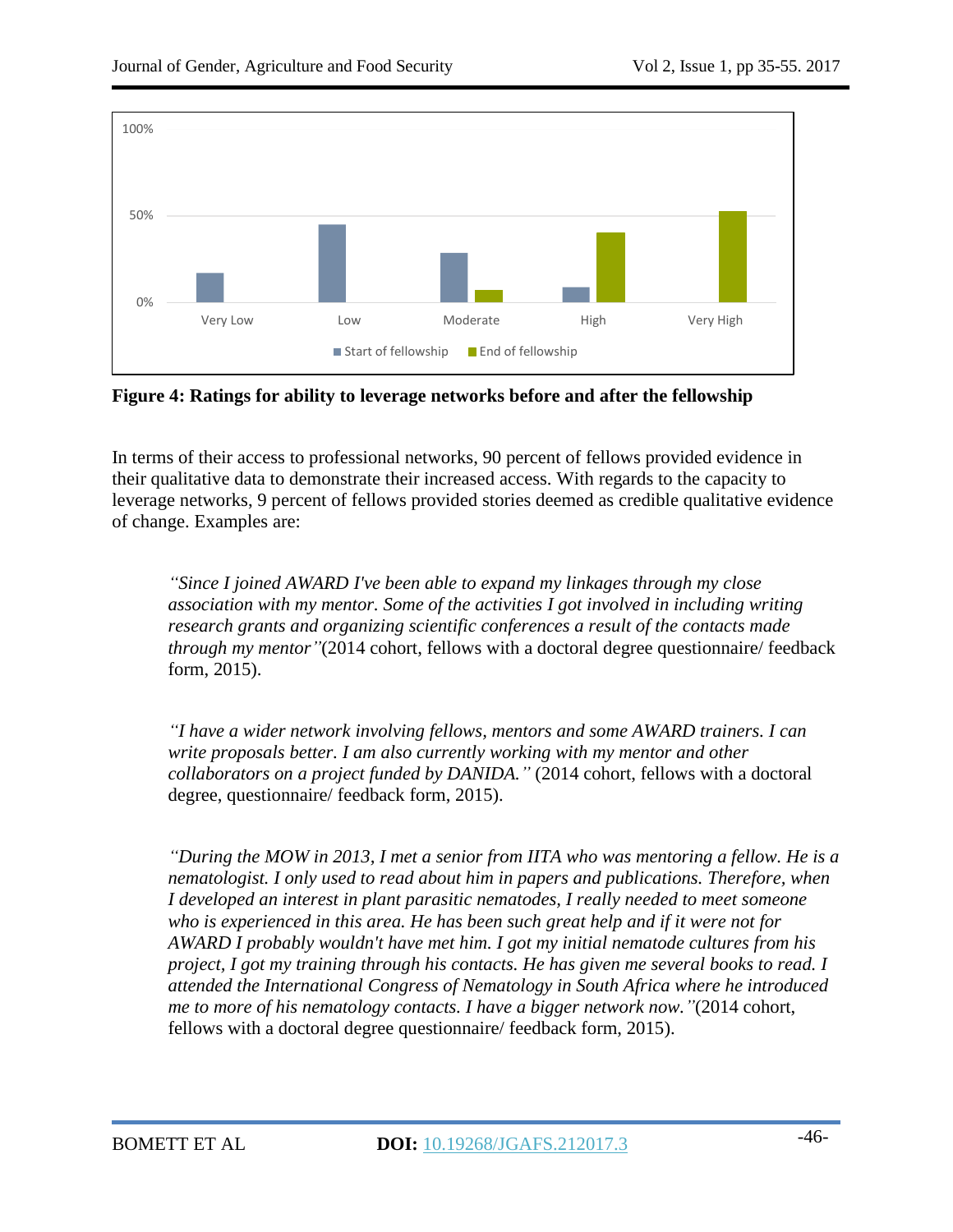**Figure 4: Ratings for ability to leverage networks before and after the fellowship**

In terms of their access to professional networks, 90 percent of fellows provided evidence in their qualitative data to demonstrate their increased access. With regards to the capacity to leverage networks, 9 percent of fellows provided stories deemed as credible qualitative evidence of change. Examples are:

> *"Since I joined AWARD I've been able to expand my linkages through my close association with my mentor. Some of the activities I got involved in including writing research grants and organizing scientific conferences a result of the contacts made through my mentor"*(2014 cohort, fellows with a doctoral degree questionnaire/ feedback form, 2015).

> *"I have a wider network involving fellows, mentors and some AWARD trainers. I can write proposals better. I am also currently working with my mentor and other collaborators on a project funded by DANIDA."* (2014 cohort, fellows with a doctoral degree, questionnaire/ feedback form, 2015).

> *"During the MOW in 2013, I met a senior from IITA who was mentoring a fellow. He is a nematologist. I only used to read about him in papers and publications. Therefore, when I developed an interest in plant parasitic nematodes, I really needed to meet someone who is experienced in this area. He has been such great help and if it were not for AWARD I probably wouldn't have met him. I got my initial nematode cultures from his project, I got my training through his contacts. He has given me several books to read. I attended the International Congress of Nematology in South Africa where he introduced me to more of his nematology contacts. I have a bigger network now."*(2014 cohort, fellows with a doctoral degree questionnaire/ feedback form, 2015).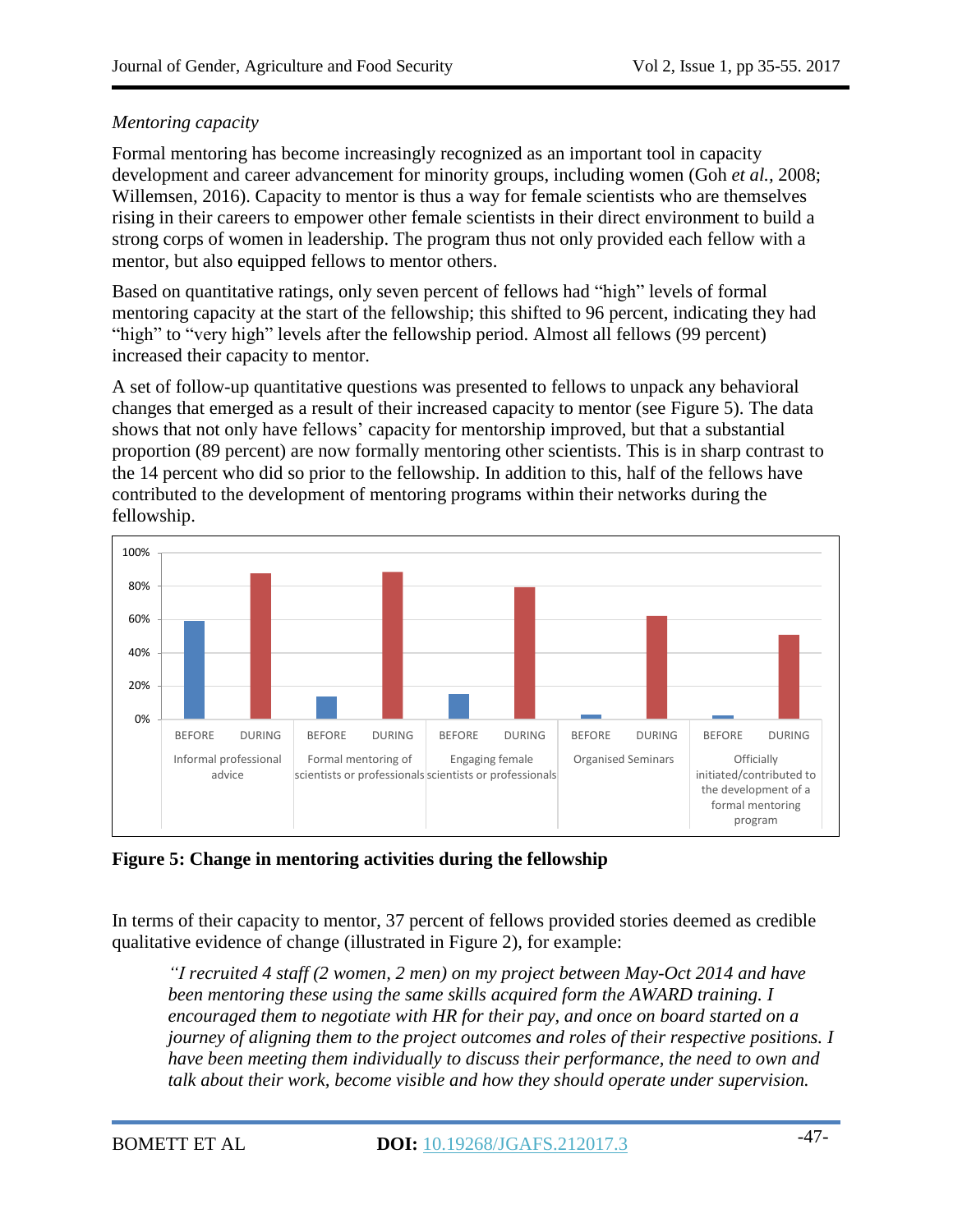*Mentoring capacity*

Formal mentoring has become increasingly recognized as an important tool in capacity development and career advancement for minority groups, including women (Goh *et al.*, 2008; Willemsen, 2016). Capacity to mentor is thus a way for female scientists who are themselves rising in their careers to empower other female scientists in their direct environment to build a strong corps of women in leadership. The program thus not only provided each fellow with a mentor, but also equipped fellows to mentor others.

Based on quantitative ratings, only seven percent of fellows had "high" levels of formal mentoring capacity at the start of the fellowship; this shifted to 96 percent, indicating they had "high" to "very high" levels after the fellowship period. Almost all fellows (99 percent) increased their capacity to mentor.

A set of follow-up quantitative questions was presented to fellows to unpack any behavioral changes that emerged as a result of their increased capacity to mentor (see Figure 5). The data shows that not only have fellows' capacity for mentorship improved, but that a substantial proportion (89 percent) are now formally mentoring other scientists. This is in sharp contrast to the 14 percent who did so prior to the fellowship. In addition to this, half of the fellows have contributed to the development of mentoring programs within their networks during the fellowship.

**Figure 5: Change in mentoring activities during the fellowship**

In terms of their capacity to mentor, 37 percent of fellows provided stories deemed as credible qualitative evidence of change (illustrated in Figure 2), for example:

> *"I recruited 4 staff (2 women, 2 men) on my project between May-Oct 2014 and have been mentoring these using the same skills acquired form the AWARD training. I encouraged them to negotiate with HR for their pay, and once on board started on a journey of aligning them to the project outcomes and roles of their respective positions. I have been meeting them individually to discuss their performance, the need to own and talk about their work, become visible and how they should operate under supervision.*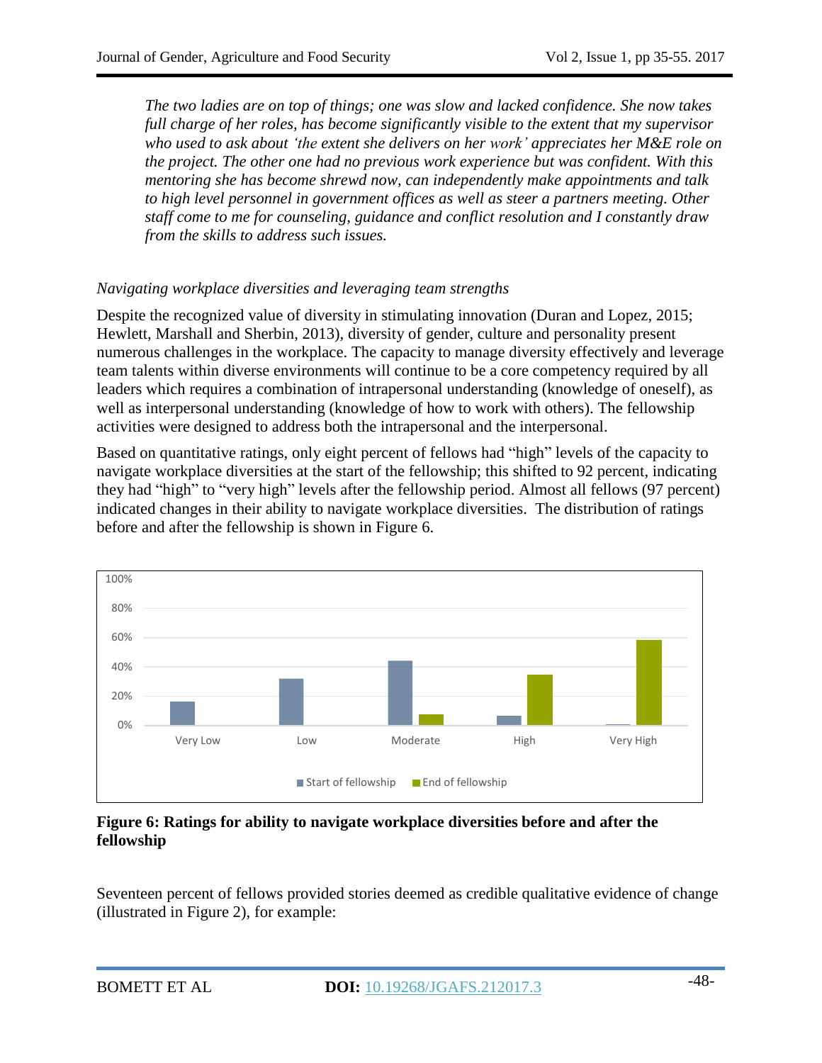*The two ladies are on top of things; one was slow and lacked confidence. She now takes full charge of her roles, has become significantly visible to the extent that my supervisor who used to ask about 'the extent she delivers on her work' appreciates her M&E role on the project. The other one had no previous work experience but was confident. With this mentoring she has become shrewd now, can independently make appointments and talk to high level personnel in government offices as well as steer a partners meeting. Other staff come to me for counseling, guidance and conflict resolution and I constantly draw from the skills to address such issues.*

*Navigating workplace diversities and leveraging team strengths*

Despite the recognized value of diversity in stimulating innovation (Duran and Lopez, 2015; Hewlett, Marshall and Sherbin, 2013), diversity of gender, culture and personality present numerous challenges in the workplace. The capacity to manage diversity effectively and leverage team talents within diverse environments will continue to be a core competency required by all leaders which requires a combination of intrapersonal understanding (knowledge of oneself), as well as interpersonal understanding (knowledge of how to work with others). The fellowship activities were designed to address both the intrapersonal and the interpersonal.

Based on quantitative ratings, only eight percent of fellows had "high" levels of the capacity to navigate workplace diversities at the start of the fellowship; this shifted to 92 percent, indicating they had "high" to "very high" levels after the fellowship period. Almost all fellows (97 percent) indicated changes in their ability to navigate workplace diversities. The distribution of ratings before and after the fellowship is shown in Figure 6.

**Figure 6: Ratings for ability to navigate workplace diversities before and after the fellowship**

Seventeen percent of fellows provided stories deemed as credible qualitative evidence of change (illustrated in Figure 2), for example: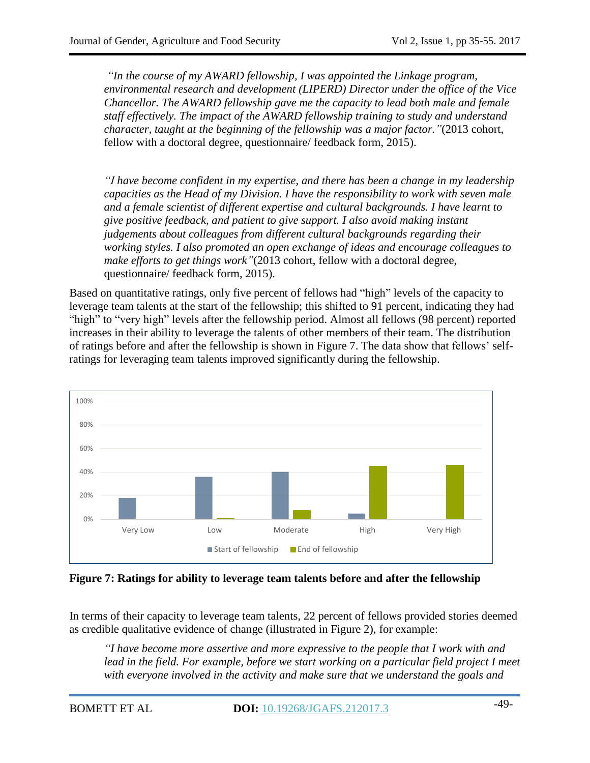*"In the course of my AWARD fellowship, I was appointed the Linkage program, environmental research and development (LIPERD) Director under the office of the Vice Chancellor. The AWARD fellowship gave me the capacity to lead both male and female staff effectively. The impact of the AWARD fellowship training to study and understand character, taught at the beginning of the fellowship was a major factor."*(2013 cohort, fellow with a doctoral degree, questionnaire/ feedback form, 2015).

*"I have become confident in my expertise, and there has been a change in my leadership capacities as the Head of my Division. I have the responsibility to work with seven male and a female scientist of different expertise and cultural backgrounds. I have learnt to give positive feedback, and patient to give support. I also avoid making instant judgements about colleagues from different cultural backgrounds regarding their working styles. I also promoted an open exchange of ideas and encourage colleagues to make efforts to get things work"*(2013 cohort, fellow with a doctoral degree, questionnaire/ feedback form, 2015).

Based on quantitative ratings, only five percent of fellows had "high" levels of the capacity to leverage team talents at the start of the fellowship; this shifted to 91 percent, indicating they had "high" to "very high" levels after the fellowship period. Almost all fellows (98 percent) reported increases in their ability to leverage the talents of other members of their team. The distribution of ratings before and after the fellowship is shown in Figure 7. The data show that fellows' self-ratings for leveraging team talents improved significantly during the fellowship.

**Figure 7: Ratings for ability to leverage team talents before and after the fellowship**

In terms of their capacity to leverage team talents, 22 percent of fellows provided stories deemed as credible qualitative evidence of change (illustrated in Figure 2), for example:

*"I have become more assertive and more expressive to the people that I work with and lead in the field. For example, before we start working on a particular field project I meet with everyone involved in the activity and make sure that we understand the goals and*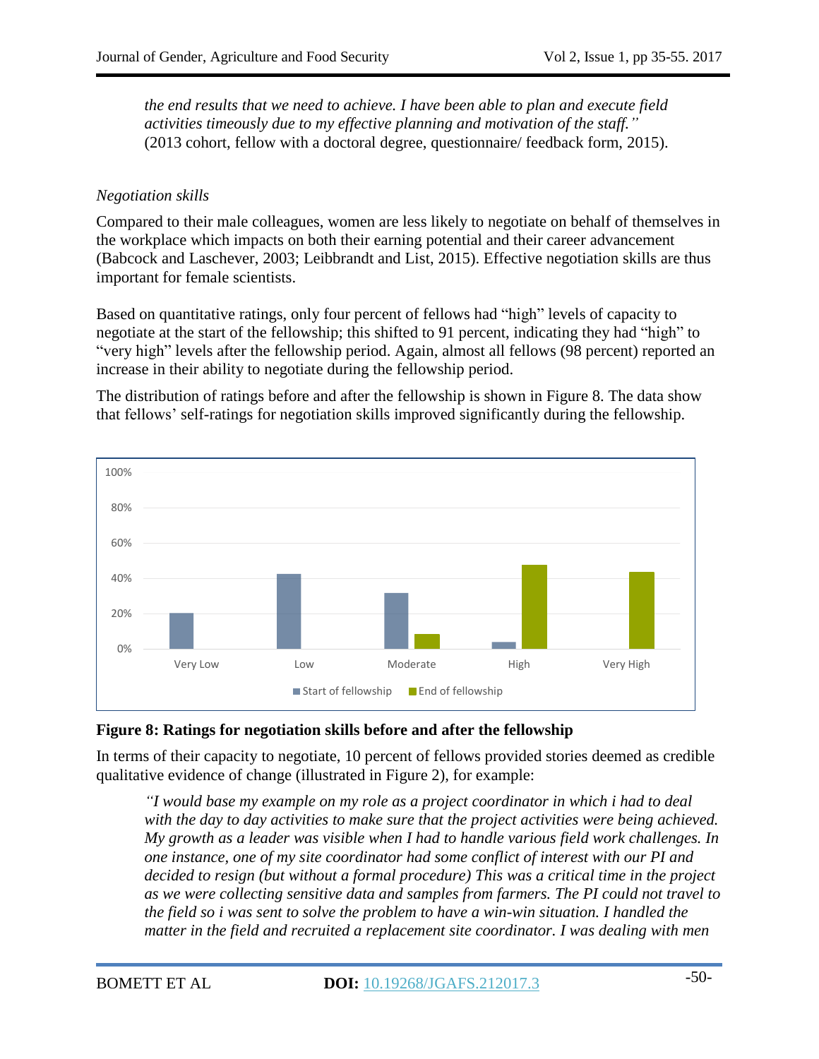*the end results that we need to achieve. I have been able to plan and execute field activities timeously due to my effective planning and motivation of the staff."* (2013 cohort, fellow with a doctoral degree, questionnaire/ feedback form, 2015).

*Negotiation skills*

Compared to their male colleagues, women are less likely to negotiate on behalf of themselves in the workplace which impacts on both their earning potential and their career advancement (Babcock and Laschever, 2003; Leibbrandt and List, 2015). Effective negotiation skills are thus important for female scientists.

Based on quantitative ratings, only four percent of fellows had "high" levels of capacity to negotiate at the start of the fellowship; this shifted to 91 percent, indicating they had "high" to "very high" levels after the fellowship period. Again, almost all fellows (98 percent) reported an increase in their ability to negotiate during the fellowship period.

The distribution of ratings before and after the fellowship is shown in Figure 8. The data show that fellows' self-ratings for negotiation skills improved significantly during the fellowship.

**Figure 8: Ratings for negotiation skills before and after the fellowship**

In terms of their capacity to negotiate, 10 percent of fellows provided stories deemed as credible qualitative evidence of change (illustrated in Figure 2), for example:

*"I would base my example on my role as a project coordinator in which i had to deal with the day to day activities to make sure that the project activities were being achieved. My growth as a leader was visible when I had to handle various field work challenges. In one instance, one of my site coordinator had some conflict of interest with our PI and decided to resign (but without a formal procedure) This was a critical time in the project as we were collecting sensitive data and samples from farmers. The PI could not travel to the field so i was sent to solve the problem to have a win-win situation. I handled the matter in the field and recruited a replacement site coordinator. I was dealing with men*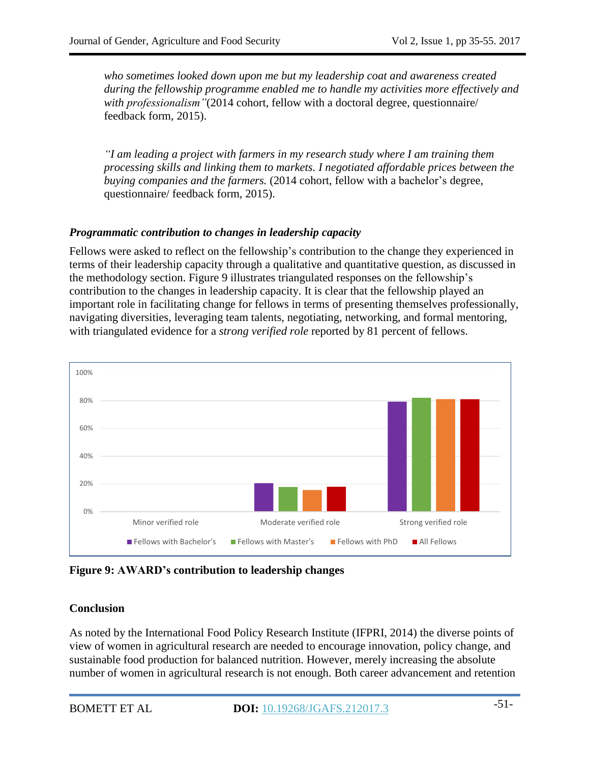*who sometimes looked down upon me but my leadership coat and awareness created during the fellowship programme enabled me to handle my activities more effectively and with professionalism"*(2014 cohort, fellow with a doctoral degree, questionnaire/ feedback form, 2015).

*"I am leading a project with farmers in my research study where I am training them processing skills and linking them to markets. I negotiated affordable prices between the buying companies and the farmers.* (2014 cohort, fellow with a bachelor's degree, questionnaire/ feedback form, 2015).

***Programmatic contribution to changes in leadership capacity***

Fellows were asked to reflect on the fellowship's contribution to the change they experienced in terms of their leadership capacity through a qualitative and quantitative question, as discussed in the methodology section. Figure 9 illustrates triangulated responses on the fellowship's contribution to the changes in leadership capacity. It is clear that the fellowship played an important role in facilitating change for fellows in terms of presenting themselves professionally, navigating diversities, leveraging team talents, negotiating, networking, and formal mentoring, with triangulated evidence for a *strong verified role* reported by 81 percent of fellows.

**Figure 9: AWARD's contribution to leadership changes**

## Conclusion

As noted by the International Food Policy Research Institute (IFPRI, 2014) the diverse points of view of women in agricultural research are needed to encourage innovation, policy change, and sustainable food production for balanced nutrition. However, merely increasing the absolute number of women in agricultural research is not enough. Both career advancement and retention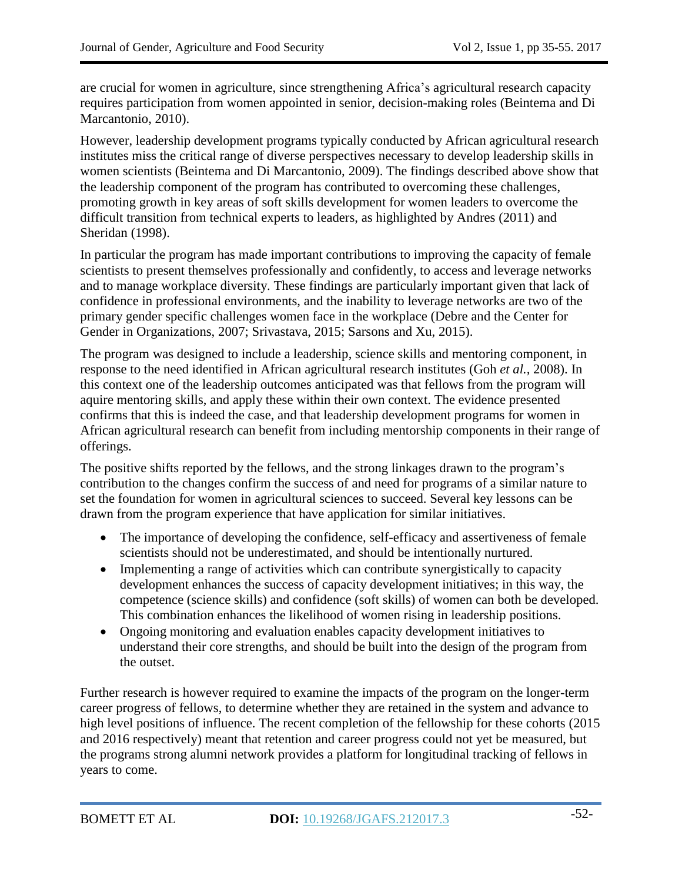are crucial for women in agriculture, since strengthening Africa's agricultural research capacity requires participation from women appointed in senior, decision-making roles (Beintema and Di Marcantonio, 2010).

However, leadership development programs typically conducted by African agricultural research institutes miss the critical range of diverse perspectives necessary to develop leadership skills in women scientists (Beintema and Di Marcantonio, 2009). The findings described above show that the leadership component of the program has contributed to overcoming these challenges, promoting growth in key areas of soft skills development for women leaders to overcome the difficult transition from technical experts to leaders, as highlighted by Andres (2011) and Sheridan (1998).

In particular the program has made important contributions to improving the capacity of female scientists to present themselves professionally and confidently, to access and leverage networks and to manage workplace diversity. These findings are particularly important given that lack of confidence in professional environments, and the inability to leverage networks are two of the primary gender specific challenges women face in the workplace (Debre and the Center for Gender in Organizations, 2007; Srivastava, 2015; Sarsons and Xu, 2015).

The program was designed to include a leadership, science skills and mentoring component, in response to the need identified in African agricultural research institutes (Goh *et al.*, 2008). In this context one of the leadership outcomes anticipated was that fellows from the program will aquire mentoring skills, and apply these within their own context. The evidence presented confirms that this is indeed the case, and that leadership development programs for women in African agricultural research can benefit from including mentorship components in their range of offerings.

The positive shifts reported by the fellows, and the strong linkages drawn to the program's contribution to the changes confirm the success of and need for programs of a similar nature to set the foundation for women in agricultural sciences to succeed. Several key lessons can be drawn from the program experience that have application for similar initiatives.

- The importance of developing the confidence, self-efficacy and assertiveness of female scientists should not be underestimated, and should be intentionally nurtured.
- Implementing a range of activities which can contribute synergistically to capacity development enhances the success of capacity development initiatives; in this way, the competence (science skills) and confidence (soft skills) of women can both be developed. This combination enhances the likelihood of women rising in leadership positions.
- Ongoing monitoring and evaluation enables capacity development initiatives to understand their core strengths, and should be built into the design of the program from the outset.

Further research is however required to examine the impacts of the program on the longer-term career progress of fellows, to determine whether they are retained in the system and advance to high level positions of influence. The recent completion of the fellowship for these cohorts (2015 and 2016 respectively) meant that retention and career progress could not yet be measured, but the programs strong alumni network provides a platform for longitudinal tracking of fellows in years to come.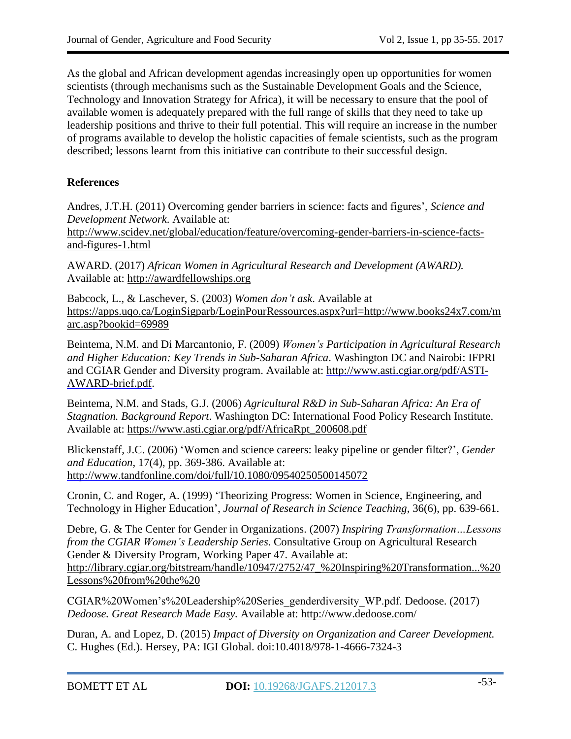As the global and African development agendas increasingly open up opportunities for women scientists (through mechanisms such as the Sustainable Development Goals and the Science, Technology and Innovation Strategy for Africa), it will be necessary to ensure that the pool of available women is adequately prepared with the full range of skills that they need to take up leadership positions and thrive to their full potential. This will require an increase in the number of programs available to develop the holistic capacities of female scientists, such as the program described; lessons learnt from this initiative can contribute to their successful design.

## References

Andres, J.T.H. (2011) Overcoming gender barriers in science: facts and figures', *Science and Development Network.* Available at: http://www.scidev.net/global/education/feature/overcoming-gender-barriers-in-science-facts-and-figures-1.html

AWARD. (2017) *African Women in Agricultural Research and Development (AWARD).* Available at: http://awardfellowships.org

Babcock, L., & Laschever, S. (2003) *Women don't ask.* Available at https://apps.uqo.ca/LoginSigparb/LoginPourRessources.aspx?url=http://www.books24x7.com/marc.asp?bookid=69989

Beintema, N.M. and Di Marcantonio, F. (2009) *Women's Participation in Agricultural Research and Higher Education: Key Trends in Sub-Saharan Africa*. Washington DC and Nairobi: IFPRI and CGIAR Gender and Diversity program. Available at: http://www.asti.cgiar.org/pdf/ASTI-AWARD-brief.pdf.

Beintema, N.M. and Stads, G.J. (2006) *Agricultural R&D in Sub-Saharan Africa: An Era of Stagnation. Background Report*. Washington DC: International Food Policy Research Institute. Available at: https://www.asti.cgiar.org/pdf/AfricaRpt_200608.pdf

Blickenstaff, J.C. (2006) 'Women and science careers: leaky pipeline or gender filter?', *Gender and Education*, 17(4), pp. 369-386. Available at: http://www.tandfonline.com/doi/full/10.1080/09540250500145072

Cronin, C. and Roger, A. (1999) 'Theorizing Progress: Women in Science, Engineering, and Technology in Higher Education', *Journal of Research in Science Teaching*, 36(6), pp. 639-661.

Debre, G. & The Center for Gender in Organizations. (2007) *Inspiring Transformation…Lessons from the CGIAR Women's Leadership Series*. Consultative Group on Agricultural Research Gender & Diversity Program, Working Paper 47. Available at: http://library.cgiar.org/bitstream/handle/10947/2752/47_%20Inspiring%20Transformation...%20Lessons%20from%20the%20

CGIAR%20Women's%20Leadership%20Series_genderdiversity_WP.pdf. Dedoose. (2017) *Dedoose. Great Research Made Easy.* Available at: http://www.dedoose.com/

Duran, A. and Lopez, D. (2015) *Impact of Diversity on Organization and Career Development.* C. Hughes (Ed.). Hersey, PA: IGI Global. doi:10.4018/978-1-4666-7324-3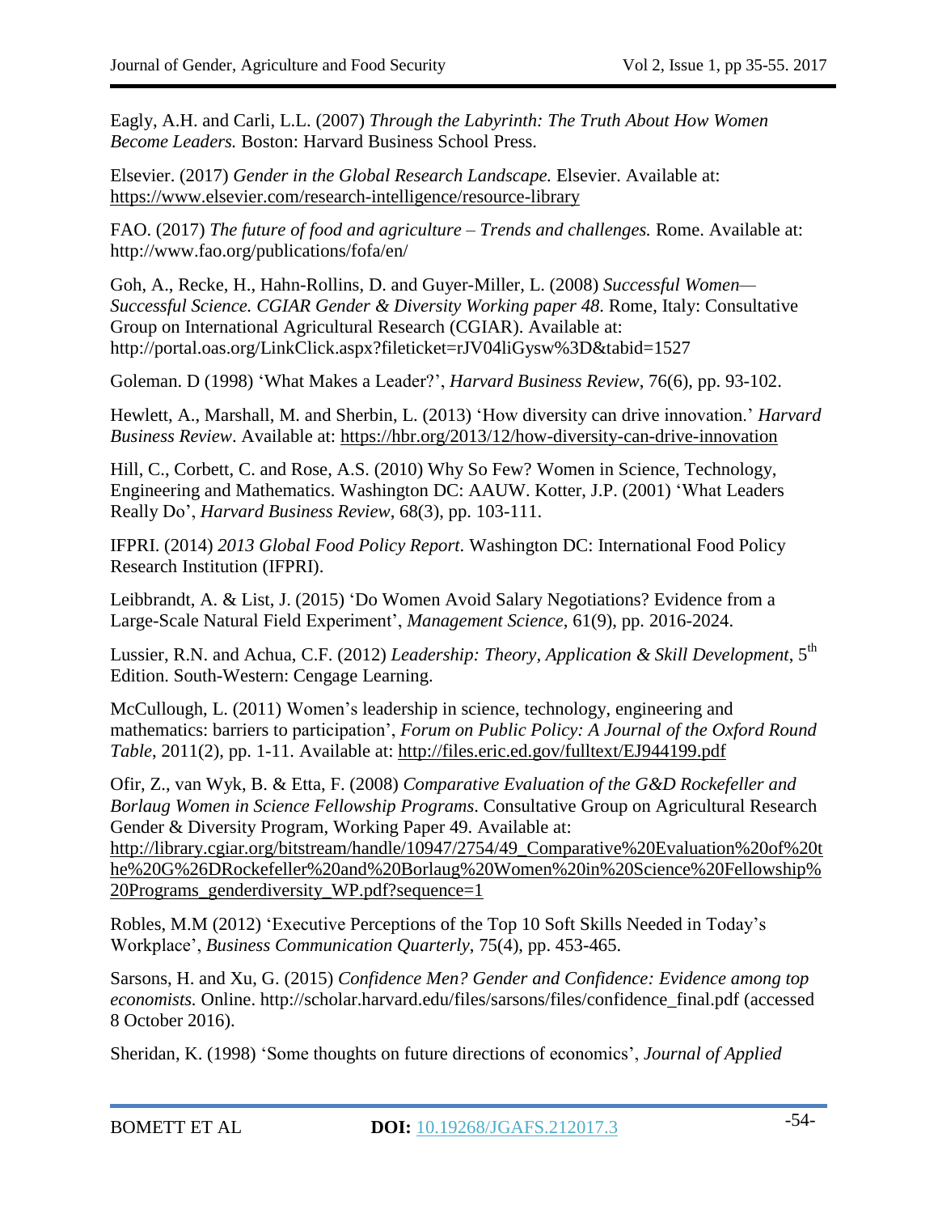Eagly, A.H. and Carli, L.L. (2007) *Through the Labyrinth: The Truth About How Women Become Leaders.* Boston: Harvard Business School Press.

Elsevier. (2017) *Gender in the Global Research Landscape.* Elsevier. Available at: https://www.elsevier.com/research-intelligence/resource-library

FAO. (2017) *The future of food and agriculture – Trends and challenges.* Rome. Available at: http://www.fao.org/publications/fofa/en/

Goh, A., Recke, H., Hahn-Rollins, D. and Guyer-Miller, L. (2008) *Successful Women— Successful Science. CGIAR Gender & Diversity Working paper 48*. Rome, Italy: Consultative Group on International Agricultural Research (CGIAR). Available at: http://portal.oas.org/LinkClick.aspx?fileticket=rJV04liGysw%3D&tabid=1527

Goleman. D (1998) 'What Makes a Leader?', *Harvard Business Review*, 76(6), pp. 93-102.

Hewlett, A., Marshall, M. and Sherbin, L. (2013) 'How diversity can drive innovation.' *Harvard Business Review*. Available at: https://hbr.org/2013/12/how-diversity-can-drive-innovation

Hill, C., Corbett, C. and Rose, A.S. (2010) Why So Few? Women in Science, Technology, Engineering and Mathematics. Washington DC: AAUW. Kotter, J.P. (2001) 'What Leaders Really Do', *Harvard Business Review*, 68(3), pp. 103-111.

IFPRI. (2014) *2013 Global Food Policy Report*. Washington DC: International Food Policy Research Institution (IFPRI).

Leibbrandt, A. & List, J. (2015) 'Do Women Avoid Salary Negotiations? Evidence from a Large-Scale Natural Field Experiment', *Management Science*, 61(9), pp. 2016-2024.

Lussier, R.N. and Achua, C.F. (2012) *Leadership: Theory, Application & Skill Development*, 5th Edition. South-Western: Cengage Learning.

McCullough, L. (2011) Women's leadership in science, technology, engineering and mathematics: barriers to participation', *Forum on Public Policy: A Journal of the Oxford Round Table*, 2011(2), pp. 1-11. Available at: http://files.eric.ed.gov/fulltext/EJ944199.pdf

Ofir, Z., van Wyk, B. & Etta, F. (2008) *Comparative Evaluation of the G&D Rockefeller and Borlaug Women in Science Fellowship Programs*. Consultative Group on Agricultural Research Gender & Diversity Program, Working Paper 49. Available at: http://library.cgiar.org/bitstream/handle/10947/2754/49_Comparative%20Evaluation%20of%20the%20G%26DRockefeller%20and%20Borlaug%20Women%20in%20Science%20Fellowship%20Programs_genderdiversity_WP.pdf?sequence=1

Robles, M.M (2012) 'Executive Perceptions of the Top 10 Soft Skills Needed in Today's Workplace', *Business Communication Quarterly*, 75(4), pp. 453-465.

Sarsons, H. and Xu, G. (2015) *Confidence Men? Gender and Confidence: Evidence among top economists.* Online. http://scholar.harvard.edu/files/sarsons/files/confidence_final.pdf (accessed 8 October 2016).

Sheridan, K. (1998) 'Some thoughts on future directions of economics', *Journal of Applied*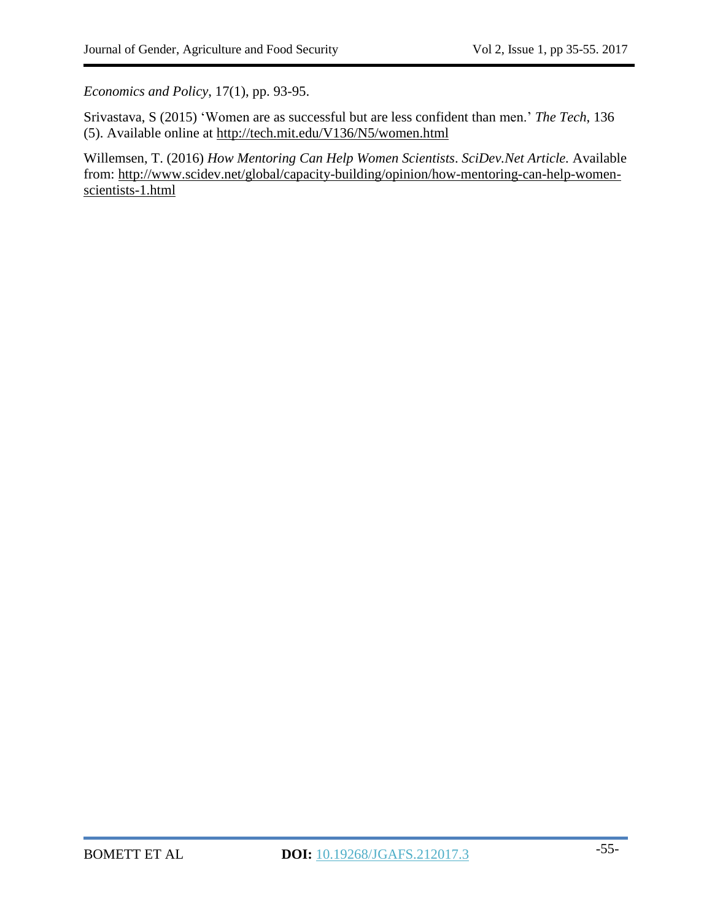*Economics and Policy*, 17(1), pp. 93-95.

Srivastava, S (2015) 'Women are as successful but are less confident than men.' *The Tech*, 136 (5). Available online at http://tech.mit.edu/V136/N5/women.html

Willemsen, T. (2016) *How Mentoring Can Help Women Scientists*. *SciDev.Net Article.* Available from: http://www.scidev.net/global/capacity-building/opinion/how-mentoring-can-help-women-scientists-1.html